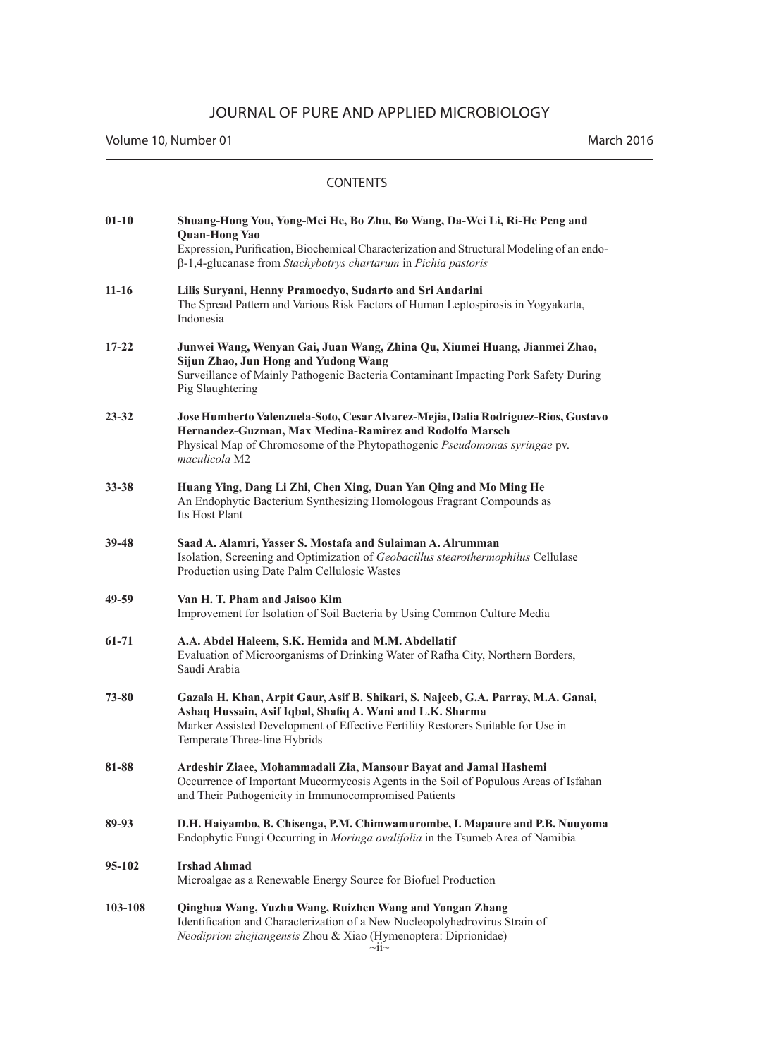# JOURNAL OF PURE AND APPLIED MICROBIOLOGY

Volume 10, Number 01 — March 2016

## CONTENTS

| | |
|---|---|
| 01-10 | **Shuang-Hong You, Yong-Mei He, Bo Zhu, Bo Wang, Da-Wei Li, Ri-He Peng and Quan-Hong Yao**<br>Expression, Purification, Biochemical Characterization and Structural Modeling of an endo-β-1,4-glucanase from *Stachybotrys chartarum* in *Pichia pastoris* |
| 11-16 | **Lilis Suryani, Henny Pramoedyo, Sudarto and Sri Andarini**<br>The Spread Pattern and Various Risk Factors of Human Leptospirosis in Yogyakarta, Indonesia |
| 17-22 | **Junwei Wang, Wenyan Gai, Juan Wang, Zhina Qu, Xiumei Huang, Jianmei Zhao, Sijun Zhao, Jun Hong and Yudong Wang**<br>Surveillance of Mainly Pathogenic Bacteria Contaminant Impacting Pork Safety During Pig Slaughtering |
| 23-32 | **Jose Humberto Valenzuela-Soto, Cesar Alvarez-Mejia, Dalia Rodriguez-Rios, Gustavo Hernandez-Guzman, Max Medina-Ramirez and Rodolfo Marsch**<br>Physical Map of Chromosome of the Phytopathogenic *Pseudomonas syringae* pv. *maculicola* M2 |
| 33-38 | **Huang Ying, Dang Li Zhi, Chen Xing, Duan Yan Qing and Mo Ming He**<br>An Endophytic Bacterium Synthesizing Homologous Fragrant Compounds as Its Host Plant |
| 39-48 | **Saad A. Alamri, Yasser S. Mostafa and Sulaiman A. Alrumman**<br>Isolation, Screening and Optimization of *Geobacillus stearothermophilus* Cellulase Production using Date Palm Cellulosic Wastes |
| 49-59 | **Van H. T. Pham and Jaisoo Kim**<br>Improvement for Isolation of Soil Bacteria by Using Common Culture Media |
| 61-71 | **A.A. Abdel Haleem, S.K. Hemida and M.M. Abdellatif**<br>Evaluation of Microorganisms of Drinking Water of Rafha City, Northern Borders, Saudi Arabia |
| 73-80 | **Gazala H. Khan, Arpit Gaur, Asif B. Shikari, S. Najeeb, G.A. Parray, M.A. Ganai, Ashaq Hussain, Asif Iqbal, Shafiq A. Wani and L.K. Sharma**<br>Marker Assisted Development of Effective Fertility Restorers Suitable for Use in Temperate Three-line Hybrids |
| 81-88 | **Ardeshir Ziaee, Mohammadali Zia, Mansour Bayat and Jamal Hashemi**<br>Occurrence of Important Mucormycosis Agents in the Soil of Populous Areas of Isfahan and Their Pathogenicity in Immunocompromised Patients |
| 89-93 | **D.H. Haiyambo, B. Chisenga, P.M. Chimwamurombe, I. Mapaure and P.B. Nuuyoma**<br>Endophytic Fungi Occurring in *Moringa ovalifolia* in the Tsumeb Area of Namibia |
| 95-102 | **Irshad Ahmad**<br>Microalgae as a Renewable Energy Source for Biofuel Production |
| 103-108 | **Qinghua Wang, Yuzhu Wang, Ruizhen Wang and Yongan Zhang**<br>Identification and Characterization of a New Nucleopolyhedrovirus Strain of *Neodiprion zhejiangensis* Zhou & Xiao (Hymenoptera: Diprionidae) |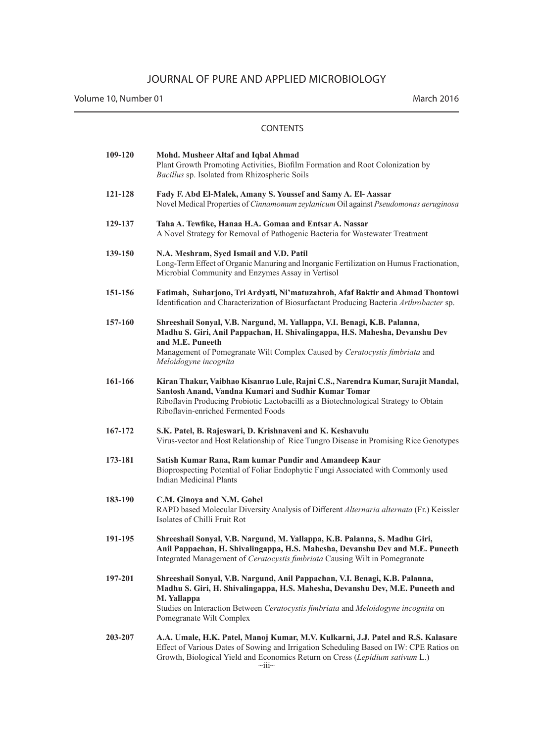# JOURNAL OF PURE AND APPLIED MICROBIOLOGY

Volume 10, Number 01 March 2016

## CONTENTS

**109-120** **Mohd. Musheer Altaf and Iqbal Ahmad**
Plant Growth Promoting Activities, Biofilm Formation and Root Colonization by *Bacillus* sp. Isolated from Rhizospheric Soils

**121-128** **Fady F. Abd El-Malek, Amany S. Youssef and Samy A. El- Aassar**
Novel Medical Properties of *Cinnamomum zeylanicum* Oil against *Pseudomonas aeruginosa*

**129-137** **Taha A. Tewfike, Hanaa H.A. Gomaa and Entsar A. Nassar**
A Novel Strategy for Removal of Pathogenic Bacteria for Wastewater Treatment

**139-150** **N.A. Meshram, Syed Ismail and V.D. Patil**
Long-Term Effect of Organic Manuring and Inorganic Fertilization on Humus Fractionation, Microbial Community and Enzymes Assay in Vertisol

**151-156** **Fatimah, Suharjono, Tri Ardyati, Ni'matuzahroh, Afaf Baktir and Ahmad Thontowi**
Identification and Characterization of Biosurfactant Producing Bacteria *Arthrobacter* sp.

**157-160** **Shreeshail Sonyal, V.B. Nargund, M. Yallappa, V.I. Benagi, K.B. Palanna, Madhu S. Giri, Anil Pappachan, H. Shivalingappa, H.S. Mahesha, Devanshu Dev and M.E. Puneeth**
Management of Pomegranate Wilt Complex Caused by *Ceratocystis fimbriata* and *Meloidogyne incognita*

**161-166** **Kiran Thakur, Vaibhao Kisanrao Lule, Rajni C.S., Narendra Kumar, Surajit Mandal, Santosh Anand, Vandna Kumari and Sudhir Kumar Tomar**
Riboflavin Producing Probiotic Lactobacilli as a Biotechnological Strategy to Obtain Riboflavin-enriched Fermented Foods

**167-172** **S.K. Patel, B. Rajeswari, D. Krishnaveni and K. Keshavulu**
Virus-vector and Host Relationship of Rice Tungro Disease in Promising Rice Genotypes

**173-181** **Satish Kumar Rana, Ram kumar Pundir and Amandeep Kaur**
Bioprospecting Potential of Foliar Endophytic Fungi Associated with Commonly used Indian Medicinal Plants

**183-190** **C.M. Ginoya and N.M. Gohel**
RAPD based Molecular Diversity Analysis of Different *Alternaria alternata* (Fr.) Keissler Isolates of Chilli Fruit Rot

**191-195** **Shreeshail Sonyal, V.B. Nargund, M. Yallappa, K.B. Palanna, S. Madhu Giri, Anil Pappachan, H. Shivalingappa, H.S. Mahesha, Devanshu Dev and M.E. Puneeth**
Integrated Management of *Ceratocystis fimbriata* Causing Wilt in Pomegranate

**197-201** **Shreeshail Sonyal, V.B. Nargund, Anil Pappachan, V.I. Benagi, K.B. Palanna, Madhu S. Giri, H. Shivalingappa, H.S. Mahesha, Devanshu Dev, M.E. Puneeth and M. Yallappa**
Studies on Interaction Between *Ceratocystis fimbriata* and *Meloidogyne incognita* on Pomegranate Wilt Complex

**203-207** **A.A. Umale, H.K. Patel, Manoj Kumar, M.V. Kulkarni, J.J. Patel and R.S. Kalasare**
Effect of Various Dates of Sowing and Irrigation Scheduling Based on IW: CPE Ratios on Growth, Biological Yield and Economics Return on Cress (*Lepidium sativum* L.)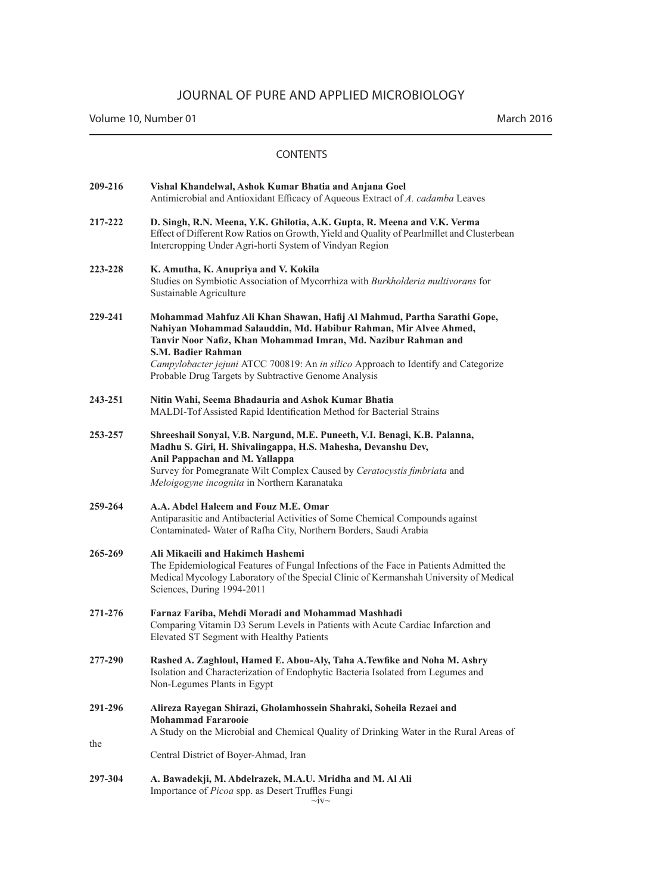# JOURNAL OF PURE AND APPLIED MICROBIOLOGY

Volume 10, Number 01 March 2016

## CONTENTS

**209-216** **Vishal Khandelwal, Ashok Kumar Bhatia and Anjana Goel**
Antimicrobial and Antioxidant Efficacy of Aqueous Extract of *A. cadamba* Leaves

**217-222** **D. Singh, R.N. Meena, Y.K. Ghilotia, A.K. Gupta, R. Meena and V.K. Verma**
Effect of Different Row Ratios on Growth, Yield and Quality of Pearlmillet and Clusterbean Intercropping Under Agri-horti System of Vindyan Region

**223-228** **K. Amutha, K. Anupriya and V. Kokila**
Studies on Symbiotic Association of Mycorrhiza with *Burkholderia multivorans* for Sustainable Agriculture

**229-241** **Mohammad Mahfuz Ali Khan Shawan, Hafij Al Mahmud, Partha Sarathi Gope, Nahiyan Mohammad Salauddin, Md. Habibur Rahman, Mir Alvee Ahmed, Tanvir Noor Nafiz, Khan Mohammad Imran, Md. Nazibur Rahman and S.M. Badier Rahman**
*Campylobacter jejuni* ATCC 700819: An *in silico* Approach to Identify and Categorize Probable Drug Targets by Subtractive Genome Analysis

**243-251** **Nitin Wahi, Seema Bhadauria and Ashok Kumar Bhatia**
MALDI-Tof Assisted Rapid Identification Method for Bacterial Strains

**253-257** **Shreeshail Sonyal, V.B. Nargund, M.E. Puneeth, V.I. Benagi, K.B. Palanna, Madhu S. Giri, H. Shivalingappa, H.S. Mahesha, Devanshu Dev, Anil Pappachan and M. Yallappa**
Survey for Pomegranate Wilt Complex Caused by *Ceratocystis fimbriata* and *Meloigogyne incognita* in Northern Karanataka

**259-264** **A.A. Abdel Haleem and Fouz M.E. Omar**
Antiparasitic and Antibacterial Activities of Some Chemical Compounds against Contaminated- Water of Rafha City, Northern Borders, Saudi Arabia

**265-269** **Ali Mikaeili and Hakimeh Hashemi**
The Epidemiological Features of Fungal Infections of the Face in Patients Admitted the Medical Mycology Laboratory of the Special Clinic of Kermanshah University of Medical Sciences, During 1994-2011

**271-276** **Farnaz Fariba, Mehdi Moradi and Mohammad Mashhadi**
Comparing Vitamin D3 Serum Levels in Patients with Acute Cardiac Infarction and Elevated ST Segment with Healthy Patients

**277-290** **Rashed A. Zaghloul, Hamed E. Abou-Aly, Taha A.Tewfike and Noha M. Ashry**
Isolation and Characterization of Endophytic Bacteria Isolated from Legumes and Non-Legumes Plants in Egypt

**291-296** **Alireza Rayegan Shirazi, Gholamhossein Shahraki, Soheila Rezaei and Mohammad Fararooie**
A Study on the Microbial and Chemical Quality of Drinking Water in the Rural Areas of the Central District of Boyer-Ahmad, Iran

**297-304** **A. Bawadekji, M. Abdelrazek, M.A.U. Mridha and M. Al Ali**
Importance of *Picoa* spp. as Desert Truffles Fungi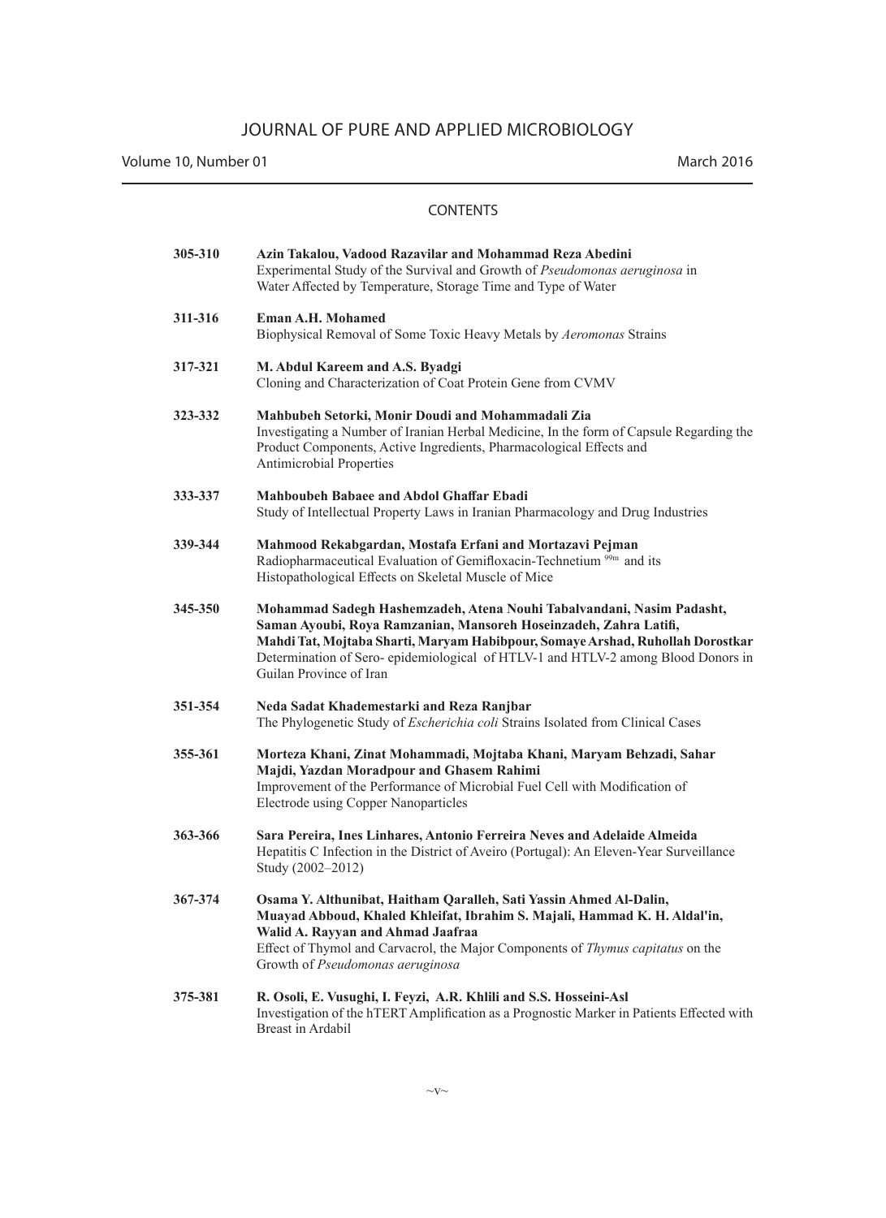# JOURNAL OF PURE AND APPLIED MICROBIOLOGY

Volume 10, Number 01 March 2016

## CONTENTS

**305-310** **Azin Takalou, Vadood Razavilar and Mohammad Reza Abedini**
Experimental Study of the Survival and Growth of *Pseudomonas aeruginosa* in Water Affected by Temperature, Storage Time and Type of Water

**311-316** **Eman A.H. Mohamed**
Biophysical Removal of Some Toxic Heavy Metals by *Aeromonas* Strains

**317-321** **M. Abdul Kareem and A.S. Byadgi**
Cloning and Characterization of Coat Protein Gene from CVMV

**323-332** **Mahbubeh Setorki, Monir Doudi and Mohammadali Zia**
Investigating a Number of Iranian Herbal Medicine, In the form of Capsule Regarding the Product Components, Active Ingredients, Pharmacological Effects and Antimicrobial Properties

**333-337** **Mahboubeh Babaee and Abdol Ghaffar Ebadi**
Study of Intellectual Property Laws in Iranian Pharmacology and Drug Industries

**339-344** **Mahmood Rekabgardan, Mostafa Erfani and Mortazavi Pejman**
Radiopharmaceutical Evaluation of Gemifloxacin-Technetium $^{99m}$ and its Histopathological Effects on Skeletal Muscle of Mice

**345-350** **Mohammad Sadegh Hashemzadeh, Atena Nouhi Tabalvandani, Nasim Padasht, Saman Ayoubi, Roya Ramzanian, Mansoreh Hoseinzadeh, Zahra Latifi, Mahdi Tat, Mojtaba Sharti, Maryam Habibpour, Somaye Arshad, Ruhollah Dorostkar**
Determination of Sero- epidemiological of HTLV-1 and HTLV-2 among Blood Donors in Guilan Province of Iran

**351-354** **Neda Sadat Khademestarki and Reza Ranjbar**
The Phylogenetic Study of *Escherichia coli* Strains Isolated from Clinical Cases

**355-361** **Morteza Khani, Zinat Mohammadi, Mojtaba Khani, Maryam Behzadi, Sahar Majdi, Yazdan Moradpour and Ghasem Rahimi**
Improvement of the Performance of Microbial Fuel Cell with Modification of Electrode using Copper Nanoparticles

**363-366** **Sara Pereira, Ines Linhares, Antonio Ferreira Neves and Adelaide Almeida**
Hepatitis C Infection in the District of Aveiro (Portugal): An Eleven-Year Surveillance Study (2002–2012)

**367-374** **Osama Y. Althunibat, Haitham Qaralleh, Sati Yassin Ahmed Al-Dalin, Muayad Abboud, Khaled Khleifat, Ibrahim S. Majali, Hammad K. H. Aldal'in, Walid A. Rayyan and Ahmad Jaafraa**
Effect of Thymol and Carvacrol, the Major Components of *Thymus capitatus* on the Growth of *Pseudomonas aeruginosa*

**375-381** **R. Osoli, E. Vusughi, I. Feyzi, A.R. Khlili and S.S. Hosseini-Asl**
Investigation of the hTERT Amplification as a Prognostic Marker in Patients Effected with Breast in Ardabil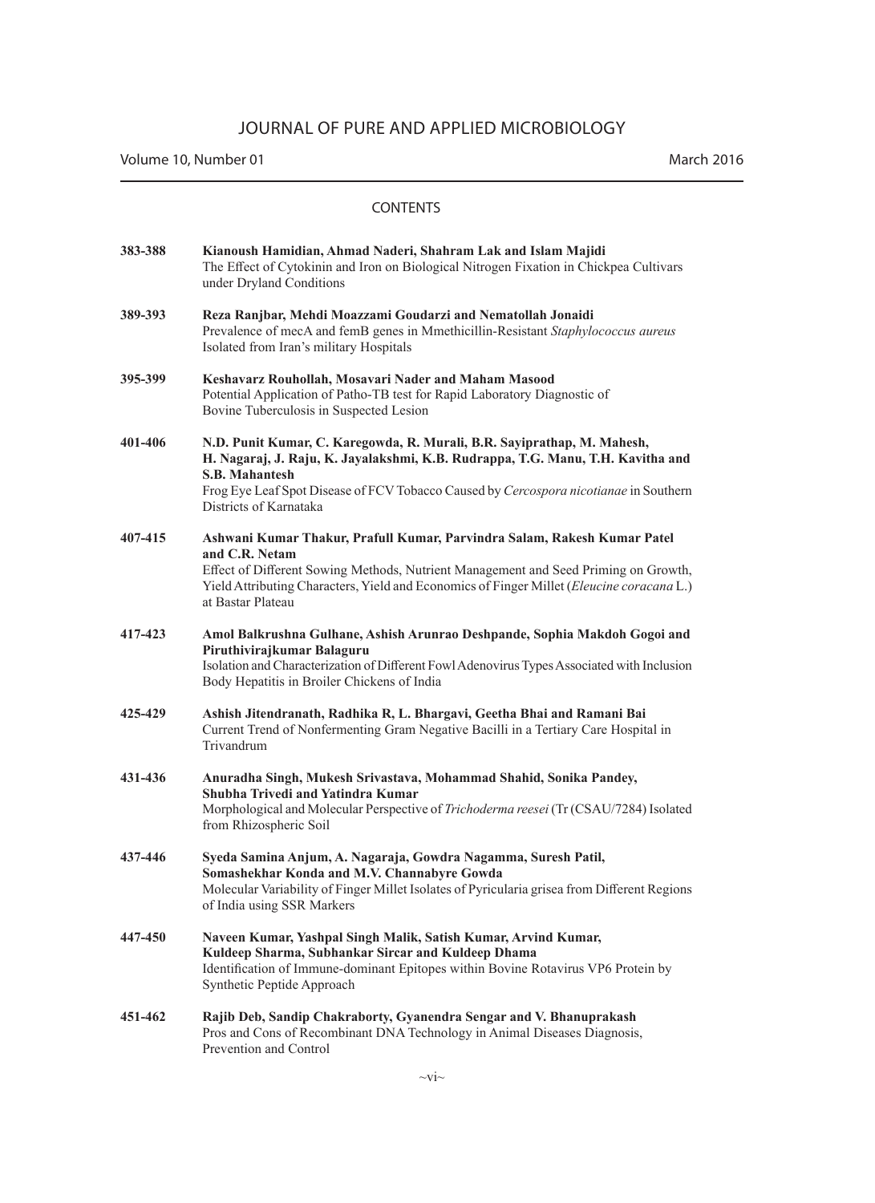# JOURNAL OF PURE AND APPLIED MICROBIOLOGY

Volume 10, Number 01 March 2016

## CONTENTS

**383-388** **Kianoush Hamidian, Ahmad Naderi, Shahram Lak and Islam Majidi**
The Effect of Cytokinin and Iron on Biological Nitrogen Fixation in Chickpea Cultivars under Dryland Conditions

**389-393** **Reza Ranjbar, Mehdi Moazzami Goudarzi and Nematollah Jonaidi**
Prevalence of mecA and femB genes in Mmethicillin-Resistant *Staphylococcus aureus* Isolated from Iran's military Hospitals

**395-399** **Keshavarz Rouhollah, Mosavari Nader and Maham Masood**
Potential Application of Patho-TB test for Rapid Laboratory Diagnostic of Bovine Tuberculosis in Suspected Lesion

**401-406** **N.D. Punit Kumar, C. Karegowda, R. Murali, B.R. Sayiprathap, M. Mahesh, H. Nagaraj, J. Raju, K. Jayalakshmi, K.B. Rudrappa, T.G. Manu, T.H. Kavitha and S.B. Mahantesh**
Frog Eye Leaf Spot Disease of FCV Tobacco Caused by *Cercospora nicotianae* in Southern Districts of Karnataka

**407-415** **Ashwani Kumar Thakur, Prafull Kumar, Parvindra Salam, Rakesh Kumar Patel and C.R. Netam**
Effect of Different Sowing Methods, Nutrient Management and Seed Priming on Growth, Yield Attributing Characters, Yield and Economics of Finger Millet (*Eleucine coracana* L.) at Bastar Plateau

**417-423** **Amol Balkrushna Gulhane, Ashish Arunrao Deshpande, Sophia Makdoh Gogoi and Piruthivirajkumar Balaguru**
Isolation and Characterization of Different Fowl Adenovirus Types Associated with Inclusion Body Hepatitis in Broiler Chickens of India

**425-429** **Ashish Jitendranath, Radhika R, L. Bhargavi, Geetha Bhai and Ramani Bai**
Current Trend of Nonfermenting Gram Negative Bacilli in a Tertiary Care Hospital in Trivandrum

**431-436** **Anuradha Singh, Mukesh Srivastava, Mohammad Shahid, Sonika Pandey, Shubha Trivedi and Yatindra Kumar**
Morphological and Molecular Perspective of *Trichoderma reesei* (Tr (CSAU/7284) Isolated from Rhizospheric Soil

**437-446** **Syeda Samina Anjum, A. Nagaraja, Gowdra Nagamma, Suresh Patil, Somashekhar Konda and M.V. Channabyre Gowda**
Molecular Variability of Finger Millet Isolates of Pyricularia grisea from Different Regions of India using SSR Markers

**447-450** **Naveen Kumar, Yashpal Singh Malik, Satish Kumar, Arvind Kumar, Kuldeep Sharma, Subhankar Sircar and Kuldeep Dhama**
Identification of Immune-dominant Epitopes within Bovine Rotavirus VP6 Protein by Synthetic Peptide Approach

**451-462** **Rajib Deb, Sandip Chakraborty, Gyanendra Sengar and V. Bhanuprakash**
Pros and Cons of Recombinant DNA Technology in Animal Diseases Diagnosis, Prevention and Control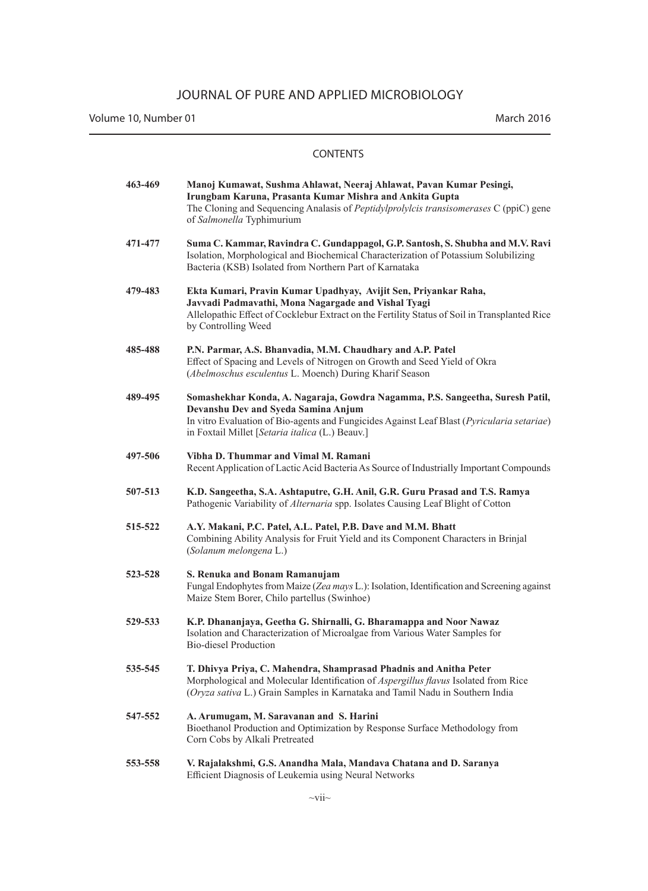# JOURNAL OF PURE AND APPLIED MICROBIOLOGY

Volume 10, Number 01 — March 2016

## CONTENTS

**463-469** **Manoj Kumawat, Sushma Ahlawat, Neeraj Ahlawat, Pavan Kumar Pesingi, Irungbam Karuna, Prasanta Kumar Mishra and Ankita Gupta**
The Cloning and Sequencing Analasis of *Peptidylprolylcis transisomerases* C (ppiC) gene of *Salmonella* Typhimurium

**471-477** **Suma C. Kammar, Ravindra C. Gundappagol, G.P. Santosh, S. Shubha and M.V. Ravi**
Isolation, Morphological and Biochemical Characterization of Potassium Solubilizing Bacteria (KSB) Isolated from Northern Part of Karnataka

**479-483** **Ekta Kumari, Pravin Kumar Upadhyay, Avijit Sen, Priyankar Raha, Javvadi Padmavathi, Mona Nagargade and Vishal Tyagi**
Allelopathic Effect of Cocklebur Extract on the Fertility Status of Soil in Transplanted Rice by Controlling Weed

**485-488** **P.N. Parmar, A.S. Bhanvadia, M.M. Chaudhary and A.P. Patel**
Effect of Spacing and Levels of Nitrogen on Growth and Seed Yield of Okra (*Abelmoschus esculentus* L. Moench) During Kharif Season

**489-495** **Somashekhar Konda, A. Nagaraja, Gowdra Nagamma, P.S. Sangeetha, Suresh Patil, Devanshu Dev and Syeda Samina Anjum**
In vitro Evaluation of Bio-agents and Fungicides Against Leaf Blast (*Pyricularia setariae*) in Foxtail Millet [*Setaria italica* (L.) Beauv.]

**497-506** **Vibha D. Thummar and Vimal M. Ramani**
Recent Application of Lactic Acid Bacteria As Source of Industrially Important Compounds

**507-513** **K.D. Sangeetha, S.A. Ashtaputre, G.H. Anil, G.R. Guru Prasad and T.S. Ramya**
Pathogenic Variability of *Alternaria* spp. Isolates Causing Leaf Blight of Cotton

**515-522** **A.Y. Makani, P.C. Patel, A.L. Patel, P.B. Dave and M.M. Bhatt**
Combining Ability Analysis for Fruit Yield and its Component Characters in Brinjal (*Solanum melongena* L.)

**523-528** **S. Renuka and Bonam Ramanujam**
Fungal Endophytes from Maize (*Zea mays* L.): Isolation, Identification and Screening against Maize Stem Borer, Chilo partellus (Swinhoe)

**529-533** **K.P. Dhananjaya, Geetha G. Shirnalli, G. Bharamappa and Noor Nawaz**
Isolation and Characterization of Microalgae from Various Water Samples for Bio-diesel Production

**535-545** **T. Dhivya Priya, C. Mahendra, Shamprasad Phadnis and Anitha Peter**
Morphological and Molecular Identification of *Aspergillus flavus* Isolated from Rice (*Oryza sativa* L.) Grain Samples in Karnataka and Tamil Nadu in Southern India

**547-552** **A. Arumugam, M. Saravanan and S. Harini**
Bioethanol Production and Optimization by Response Surface Methodology from Corn Cobs by Alkali Pretreated

**553-558** **V. Rajalakshmi, G.S. Anandha Mala, Mandava Chatana and D. Saranya**
Efficient Diagnosis of Leukemia using Neural Networks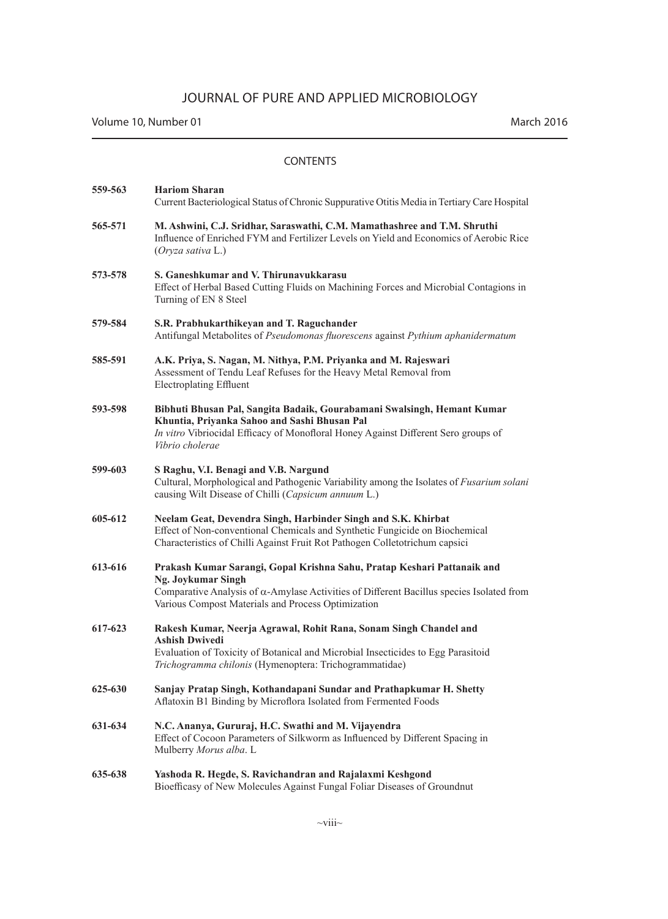# JOURNAL OF PURE AND APPLIED MICROBIOLOGY

Volume 10, Number 01 — March 2016

## CONTENTS

| Pages | Article |
|---|---|
| 559-563 | **Hariom Sharan**<br>Current Bacteriological Status of Chronic Suppurative Otitis Media in Tertiary Care Hospital |
| 565-571 | **M. Ashwini, C.J. Sridhar, Saraswathi, C.M. Mamathashree and T.M. Shruthi**<br>Influence of Enriched FYM and Fertilizer Levels on Yield and Economics of Aerobic Rice (*Oryza sativa* L.) |
| 573-578 | **S. Ganeshkumar and V. Thirunavukkarasu**<br>Effect of Herbal Based Cutting Fluids on Machining Forces and Microbial Contagions in Turning of EN 8 Steel |
| 579-584 | **S.R. Prabhukarthikeyan and T. Raguchander**<br>Antifungal Metabolites of *Pseudomonas fluorescens* against *Pythium aphanidermatum* |
| 585-591 | **A.K. Priya, S. Nagan, M. Nithya, P.M. Priyanka and M. Rajeswari**<br>Assessment of Tendu Leaf Refuses for the Heavy Metal Removal from Electroplating Effluent |
| 593-598 | **Bibhuti Bhusan Pal, Sangita Badaik, Gourabamani Swalsingh, Hemant Kumar Khuntia, Priyanka Sahoo and Sashi Bhusan Pal**<br>*In vitro* Vibriocidal Efficacy of Monofloral Honey Against Different Sero groups of *Vibrio cholerae* |
| 599-603 | **S Raghu, V.I. Benagi and V.B. Nargund**<br>Cultural, Morphological and Pathogenic Variability among the Isolates of *Fusarium solani* causing Wilt Disease of Chilli (*Capsicum annuum* L.) |
| 605-612 | **Neelam Geat, Devendra Singh, Harbinder Singh and S.K. Khirbat**<br>Effect of Non-conventional Chemicals and Synthetic Fungicide on Biochemical Characteristics of Chilli Against Fruit Rot Pathogen Colletotrichum capsici |
| 613-616 | **Prakash Kumar Sarangi, Gopal Krishna Sahu, Pratap Keshari Pattanaik and Ng. Joykumar Singh**<br>Comparative Analysis of $\alpha$-Amylase Activities of Different Bacillus species Isolated from Various Compost Materials and Process Optimization |
| 617-623 | **Rakesh Kumar, Neerja Agrawal, Rohit Rana, Sonam Singh Chandel and Ashish Dwivedi**<br>Evaluation of Toxicity of Botanical and Microbial Insecticides to Egg Parasitoid *Trichogramma chilonis* (Hymenoptera: Trichogrammatidae) |
| 625-630 | **Sanjay Pratap Singh, Kothandapani Sundar and Prathapkumar H. Shetty**<br>Aflatoxin B1 Binding by Microflora Isolated from Fermented Foods |
| 631-634 | **N.C. Ananya, Gururaj, H.C. Swathi and M. Vijayendra**<br>Effect of Cocoon Parameters of Silkworm as Influenced by Different Spacing in Mulberry *Morus alba*. L |
| 635-638 | **Yashoda R. Hegde, S. Ravichandran and Rajalaxmi Keshgond**<br>Bioefficasy of New Molecules Against Fungal Foliar Diseases of Groundnut |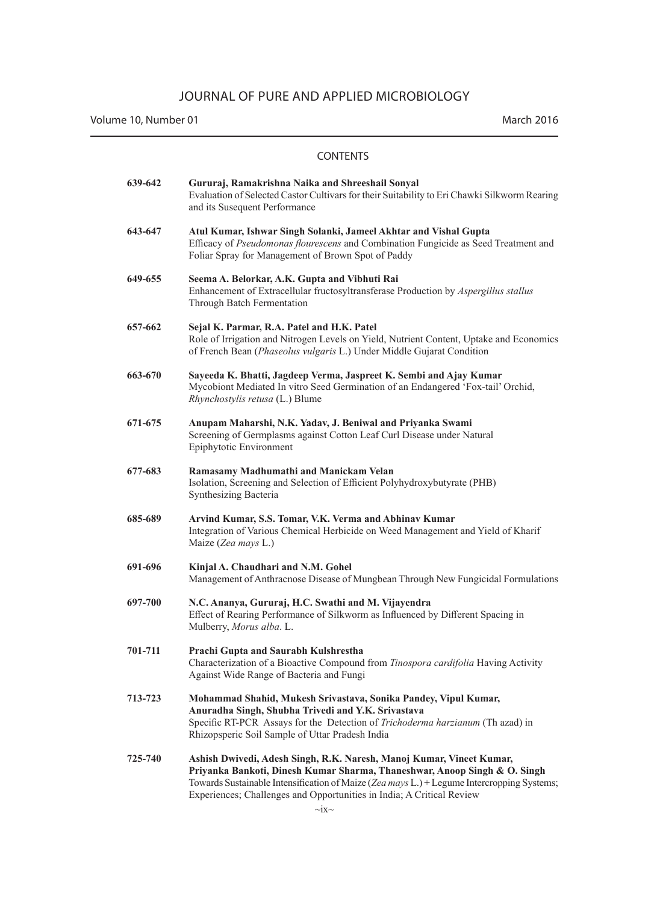# JOURNAL OF PURE AND APPLIED MICROBIOLOGY

Volume 10, Number 01 March 2016

## CONTENTS

| | |
|---|---|
| 639-642 | **Gururaj, Ramakrishna Naika and Shreeshail Sonyal**<br>Evaluation of Selected Castor Cultivars for their Suitability to Eri Chawki Silkworm Rearing and its Susequent Performance |
| 643-647 | **Atul Kumar, Ishwar Singh Solanki, Jameel Akhtar and Vishal Gupta**<br>Efficacy of *Pseudomonas flourescens* and Combination Fungicide as Seed Treatment and Foliar Spray for Management of Brown Spot of Paddy |
| 649-655 | **Seema A. Belorkar, A.K. Gupta and Vibhuti Rai**<br>Enhancement of Extracellular fructosyltransferase Production by *Aspergillus stallus* Through Batch Fermentation |
| 657-662 | **Sejal K. Parmar, R.A. Patel and H.K. Patel**<br>Role of Irrigation and Nitrogen Levels on Yield, Nutrient Content, Uptake and Economics of French Bean (*Phaseolus vulgaris* L.) Under Middle Gujarat Condition |
| 663-670 | **Sayeeda K. Bhatti, Jagdeep Verma, Jaspreet K. Sembi and Ajay Kumar**<br>Mycobiont Mediated In vitro Seed Germination of an Endangered 'Fox-tail' Orchid, *Rhynchostylis retusa* (L.) Blume |
| 671-675 | **Anupam Maharshi, N.K. Yadav, J. Beniwal and Priyanka Swami**<br>Screening of Germplasms against Cotton Leaf Curl Disease under Natural Epiphytotic Environment |
| 677-683 | **Ramasamy Madhumathi and Manickam Velan**<br>Isolation, Screening and Selection of Efficient Polyhydroxybutyrate (PHB) Synthesizing Bacteria |
| 685-689 | **Arvind Kumar, S.S. Tomar, V.K. Verma and Abhinav Kumar**<br>Integration of Various Chemical Herbicide on Weed Management and Yield of Kharif Maize (*Zea mays* L.) |
| 691-696 | **Kinjal A. Chaudhari and N.M. Gohel**<br>Management of Anthracnose Disease of Mungbean Through New Fungicidal Formulations |
| 697-700 | **N.C. Ananya, Gururaj, H.C. Swathi and M. Vijayendra**<br>Effect of Rearing Performance of Silkworm as Influenced by Different Spacing in Mulberry, *Morus alba*. L. |
| 701-711 | **Prachi Gupta and Saurabh Kulshrestha**<br>Characterization of a Bioactive Compound from *Tinospora cardifolia* Having Activity Against Wide Range of Bacteria and Fungi |
| 713-723 | **Mohammad Shahid, Mukesh Srivastava, Sonika Pandey, Vipul Kumar, Anuradha Singh, Shubha Trivedi and Y.K. Srivastava**<br>Specific RT-PCR Assays for the Detection of *Trichoderma harzianum* (Th azad) in Rhizopsperic Soil Sample of Uttar Pradesh India |
| 725-740 | **Ashish Dwivedi, Adesh Singh, R.K. Naresh, Manoj Kumar, Vineet Kumar, Priyanka Bankoti, Dinesh Kumar Sharma, Thaneshwar, Anoop Singh & O. Singh**<br>Towards Sustainable Intensification of Maize (*Zea mays* L.) + Legume Intercropping Systems; Experiences; Challenges and Opportunities in India; A Critical Review |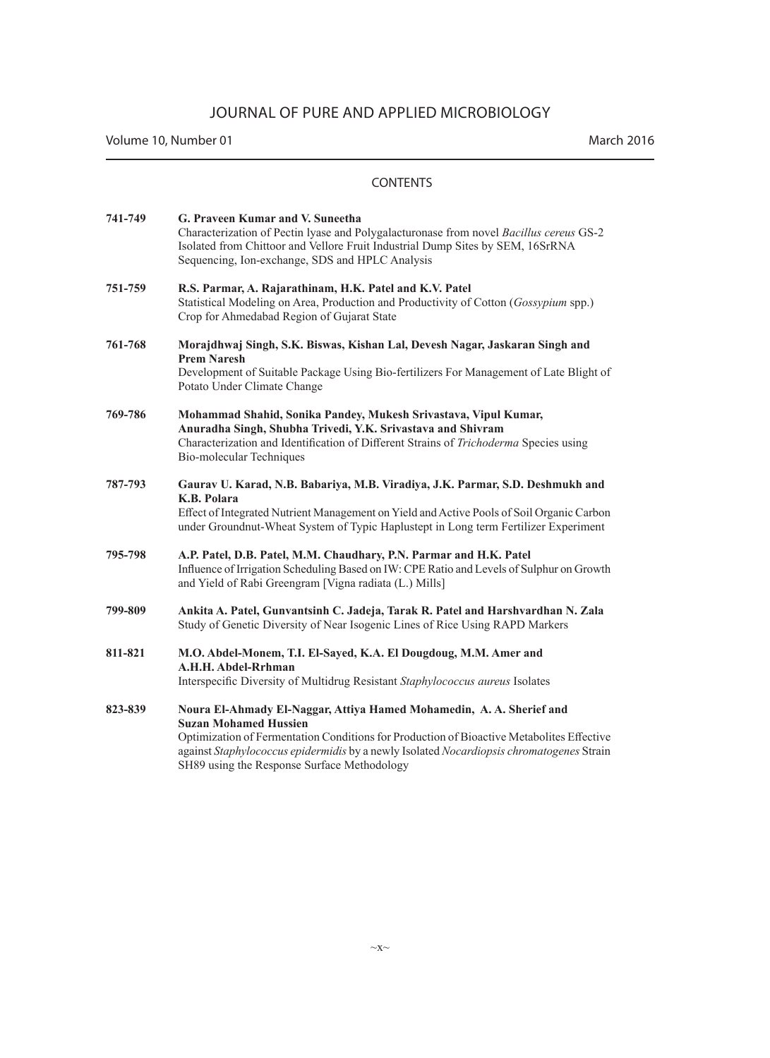# JOURNAL OF PURE AND APPLIED MICROBIOLOGY

Volume 10, Number 01 March 2016

## CONTENTS

| | |
|---|---|
| **741-749** | **G. Praveen Kumar and V. Suneetha**<br>Characterization of Pectin lyase and Polygalacturonase from novel *Bacillus cereus* GS-2 Isolated from Chittoor and Vellore Fruit Industrial Dump Sites by SEM, 16SrRNA Sequencing, Ion-exchange, SDS and HPLC Analysis |
| **751-759** | **R.S. Parmar, A. Rajarathinam, H.K. Patel and K.V. Patel**<br>Statistical Modeling on Area, Production and Productivity of Cotton (*Gossypium* spp.) Crop for Ahmedabad Region of Gujarat State |
| **761-768** | **Morajdhwaj Singh, S.K. Biswas, Kishan Lal, Devesh Nagar, Jaskaran Singh and Prem Naresh**<br>Development of Suitable Package Using Bio-fertilizers For Management of Late Blight of Potato Under Climate Change |
| **769-786** | **Mohammad Shahid, Sonika Pandey, Mukesh Srivastava, Vipul Kumar, Anuradha Singh, Shubha Trivedi, Y.K. Srivastava and Shivram**<br>Characterization and Identification of Different Strains of *Trichoderma* Species using Bio-molecular Techniques |
| **787-793** | **Gaurav U. Karad, N.B. Babariya, M.B. Viradiya, J.K. Parmar, S.D. Deshmukh and K.B. Polara**<br>Effect of Integrated Nutrient Management on Yield and Active Pools of Soil Organic Carbon under Groundnut-Wheat System of Typic Haplustept in Long term Fertilizer Experiment |
| **795-798** | **A.P. Patel, D.B. Patel, M.M. Chaudhary, P.N. Parmar and H.K. Patel**<br>Influence of Irrigation Scheduling Based on IW: CPE Ratio and Levels of Sulphur on Growth and Yield of Rabi Greengram [Vigna radiata (L.) Mills] |
| **799-809** | **Ankita A. Patel, Gunvantsinh C. Jadeja, Tarak R. Patel and Harshvardhan N. Zala**<br>Study of Genetic Diversity of Near Isogenic Lines of Rice Using RAPD Markers |
| **811-821** | **M.O. Abdel-Monem, T.I. El-Sayed, K.A. El Dougdoug, M.M. Amer and A.H.H. Abdel-Rrhman**<br>Interspecific Diversity of Multidrug Resistant *Staphylococcus aureus* Isolates |
| **823-839** | **Noura El-Ahmady El-Naggar, Attiya Hamed Mohamedin, A. A. Sherief and Suzan Mohamed Hussien**<br>Optimization of Fermentation Conditions for Production of Bioactive Metabolites Effective against *Staphylococcus epidermidis* by a newly Isolated *Nocardiopsis chromatogenes* Strain SH89 using the Response Surface Methodology |